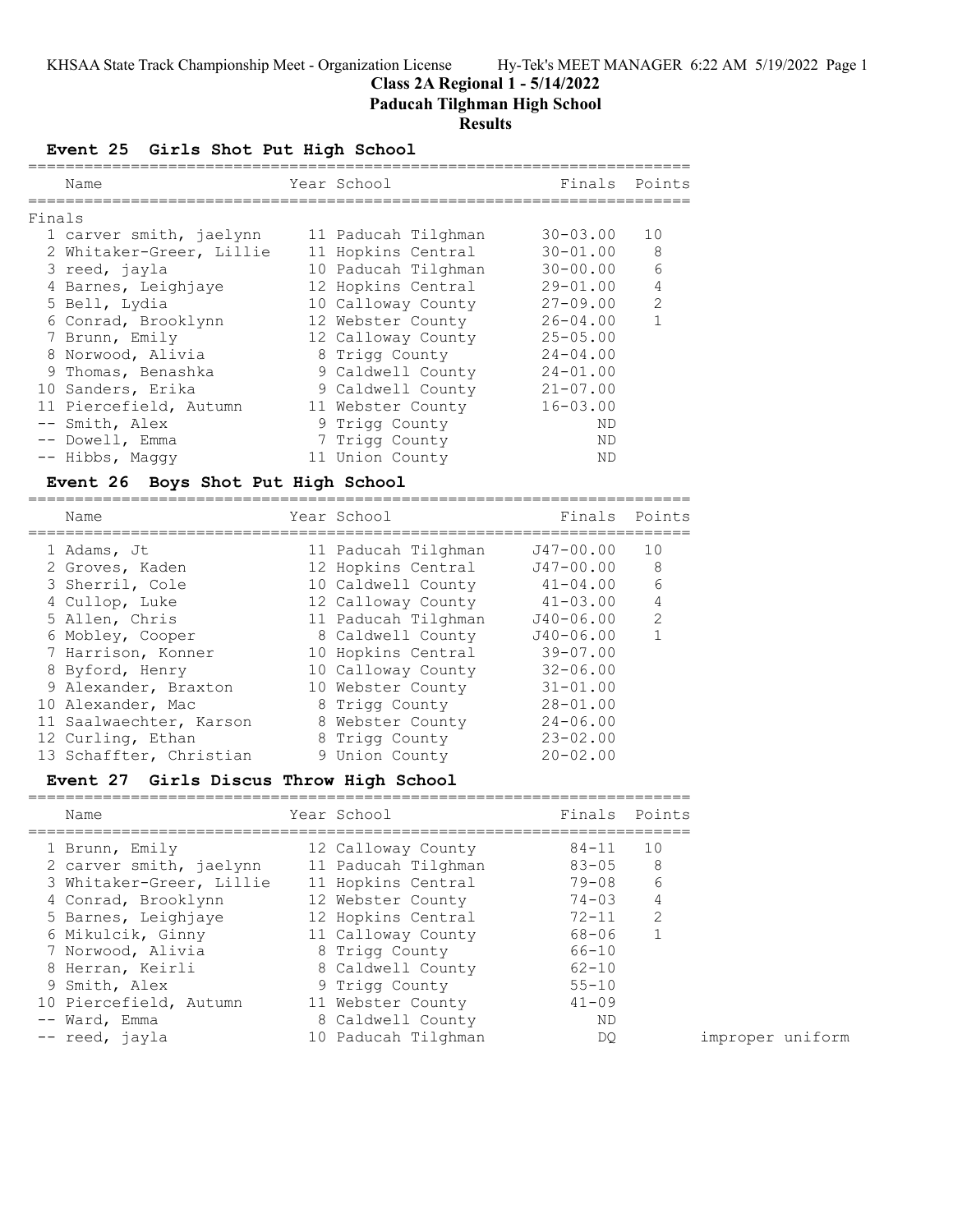# Class 2A Regional 1 - 5/14/2022

## Paducah Tilghman High School

## Results

### Event 25 Girls Shot Put High School

| | Name | Year | School | Finals | Points |
|---|---|---|---|---|---|
| **Finals** | | | | | |
| 1 | carver smith, jaelynn | 11 | Paducah Tilghman | 30-03.00 | 10 |
| 2 | Whitaker-Greer, Lillie | 11 | Hopkins Central | 30-01.00 | 8 |
| 3 | reed, jayla | 10 | Paducah Tilghman | 30-00.00 | 6 |
| 4 | Barnes, Leighjaye | 12 | Hopkins Central | 29-01.00 | 4 |
| 5 | Bell, Lydia | 10 | Calloway County | 27-09.00 | 2 |
| 6 | Conrad, Brooklynn | 12 | Webster County | 26-04.00 | 1 |
| 7 | Brunn, Emily | 12 | Calloway County | 25-05.00 | |
| 8 | Norwood, Alivia | 8 | Trigg County | 24-04.00 | |
| 9 | Thomas, Benashka | 9 | Caldwell County | 24-01.00 | |
| 10 | Sanders, Erika | 9 | Caldwell County | 21-07.00 | |
| 11 | Piercefield, Autumn | 11 | Webster County | 16-03.00 | |
| -- | Smith, Alex | 9 | Trigg County | ND | |
| -- | Dowell, Emma | 7 | Trigg County | ND | |
| -- | Hibbs, Maggy | 11 | Union County | ND | |

### Event 26 Boys Shot Put High School

| | Name | Year | School | Finals | Points |
|---|---|---|---|---|---|
| 1 | Adams, Jt | 11 | Paducah Tilghman | J47-00.00 | 10 |
| 2 | Groves, Kaden | 12 | Hopkins Central | J47-00.00 | 8 |
| 3 | Sherril, Cole | 10 | Caldwell County | 41-04.00 | 6 |
| 4 | Cullop, Luke | 12 | Calloway County | 41-03.00 | 4 |
| 5 | Allen, Chris | 11 | Paducah Tilghman | J40-06.00 | 2 |
| 6 | Mobley, Cooper | 8 | Caldwell County | J40-06.00 | 1 |
| 7 | Harrison, Konner | 10 | Hopkins Central | 39-07.00 | |
| 8 | Byford, Henry | 10 | Calloway County | 32-06.00 | |
| 9 | Alexander, Braxton | 10 | Webster County | 31-01.00 | |
| 10 | Alexander, Mac | 8 | Trigg County | 28-01.00 | |
| 11 | Saalwaechter, Karson | 8 | Webster County | 24-06.00 | |
| 12 | Curling, Ethan | 8 | Trigg County | 23-02.00 | |
| 13 | Schaffter, Christian | 9 | Union County | 20-02.00 | |

### Event 27 Girls Discus Throw High School

| | Name | Year | School | Finals | Points | |
|---|---|---|---|---|---|---|
| 1 | Brunn, Emily | 12 | Calloway County | 84-11 | 10 | |
| 2 | carver smith, jaelynn | 11 | Paducah Tilghman | 83-05 | 8 | |
| 3 | Whitaker-Greer, Lillie | 11 | Hopkins Central | 79-08 | 6 | |
| 4 | Conrad, Brooklynn | 12 | Webster County | 74-03 | 4 | |
| 5 | Barnes, Leighjaye | 12 | Hopkins Central | 72-11 | 2 | |
| 6 | Mikulcik, Ginny | 11 | Calloway County | 68-06 | 1 | |
| 7 | Norwood, Alivia | 8 | Trigg County | 66-10 | | |
| 8 | Herran, Keirli | 8 | Caldwell County | 62-10 | | |
| 9 | Smith, Alex | 9 | Trigg County | 55-10 | | |
| 10 | Piercefield, Autumn | 11 | Webster County | 41-09 | | |
| -- | Ward, Emma | 8 | Caldwell County | ND | | |
| -- | reed, jayla | 10 | Paducah Tilghman | DQ | | improper uniform |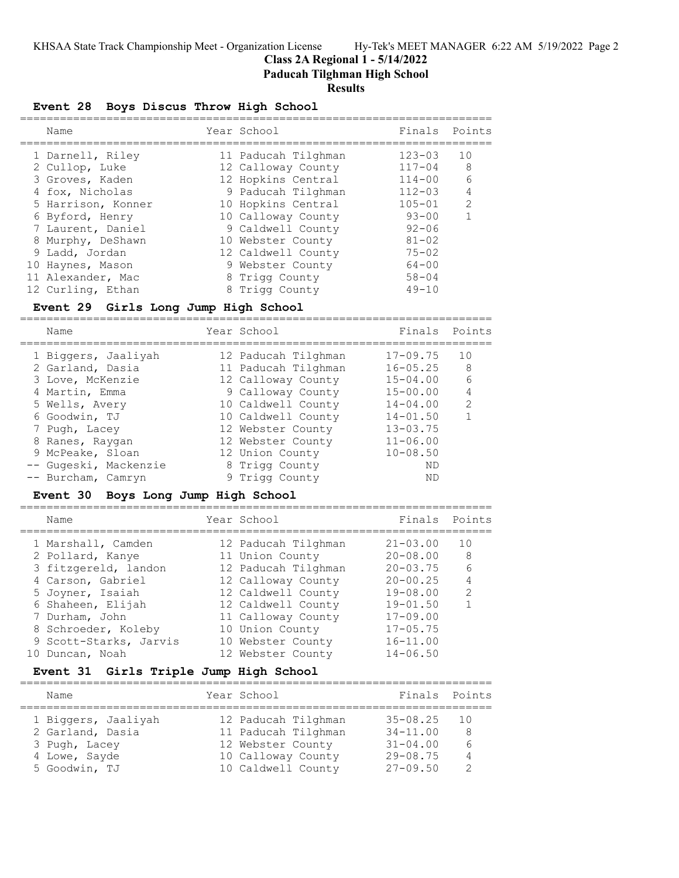## Class 2A Regional 1 - 5/14/2022
## Paducah Tilghman High School
## Results

### Event 28 Boys Discus Throw High School

| | Name | Year | School | Finals | Points |
|---|---|---|---|---|---|
| 1 | Darnell, Riley | 11 | Paducah Tilghman | 123-03 | 10 |
| 2 | Cullop, Luke | 12 | Calloway County | 117-04 | 8 |
| 3 | Groves, Kaden | 12 | Hopkins Central | 114-00 | 6 |
| 4 | fox, Nicholas | 9 | Paducah Tilghman | 112-03 | 4 |
| 5 | Harrison, Konner | 10 | Hopkins Central | 105-01 | 2 |
| 6 | Byford, Henry | 10 | Calloway County | 93-00 | 1 |
| 7 | Laurent, Daniel | 9 | Caldwell County | 92-06 | |
| 8 | Murphy, DeShawn | 10 | Webster County | 81-02 | |
| 9 | Ladd, Jordan | 12 | Caldwell County | 75-02 | |
| 10 | Haynes, Mason | 9 | Webster County | 64-00 | |
| 11 | Alexander, Mac | 8 | Trigg County | 58-04 | |
| 12 | Curling, Ethan | 8 | Trigg County | 49-10 | |

### Event 29 Girls Long Jump High School

| | Name | Year | School | Finals | Points |
|---|---|---|---|---|---|
| 1 | Biggers, Jaaliyah | 12 | Paducah Tilghman | 17-09.75 | 10 |
| 2 | Garland, Dasia | 11 | Paducah Tilghman | 16-05.25 | 8 |
| 3 | Love, McKenzie | 12 | Calloway County | 15-04.00 | 6 |
| 4 | Martin, Emma | 9 | Calloway County | 15-00.00 | 4 |
| 5 | Wells, Avery | 10 | Caldwell County | 14-04.00 | 2 |
| 6 | Goodwin, TJ | 10 | Caldwell County | 14-01.50 | 1 |
| 7 | Pugh, Lacey | 12 | Webster County | 13-03.75 | |
| 8 | Ranes, Raygan | 12 | Webster County | 11-06.00 | |
| 9 | McPeake, Sloan | 12 | Union County | 10-08.50 | |
| -- | Gugeski, Mackenzie | 8 | Trigg County | ND | |
| -- | Burcham, Camryn | 9 | Trigg County | ND | |

### Event 30 Boys Long Jump High School

| | Name | Year | School | Finals | Points |
|---|---|---|---|---|---|
| 1 | Marshall, Camden | 12 | Paducah Tilghman | 21-03.00 | 10 |
| 2 | Pollard, Kanye | 11 | Union County | 20-08.00 | 8 |
| 3 | fitzgereld, landon | 12 | Paducah Tilghman | 20-03.75 | 6 |
| 4 | Carson, Gabriel | 12 | Calloway County | 20-00.25 | 4 |
| 5 | Joyner, Isaiah | 12 | Caldwell County | 19-08.00 | 2 |
| 6 | Shaheen, Elijah | 12 | Caldwell County | 19-01.50 | 1 |
| 7 | Durham, John | 11 | Calloway County | 17-09.00 | |
| 8 | Schroeder, Koleby | 10 | Union County | 17-05.75 | |
| 9 | Scott-Starks, Jarvis | 10 | Webster County | 16-11.00 | |
| 10 | Duncan, Noah | 12 | Webster County | 14-06.50 | |

### Event 31 Girls Triple Jump High School

| | Name | Year | School | Finals | Points |
|---|---|---|---|---|---|
| 1 | Biggers, Jaaliyah | 12 | Paducah Tilghman | 35-08.25 | 10 |
| 2 | Garland, Dasia | 11 | Paducah Tilghman | 34-11.00 | 8 |
| 3 | Pugh, Lacey | 12 | Webster County | 31-04.00 | 6 |
| 4 | Lowe, Sayde | 10 | Calloway County | 29-08.75 | 4 |
| 5 | Goodwin, TJ | 10 | Caldwell County | 27-09.50 | 2 |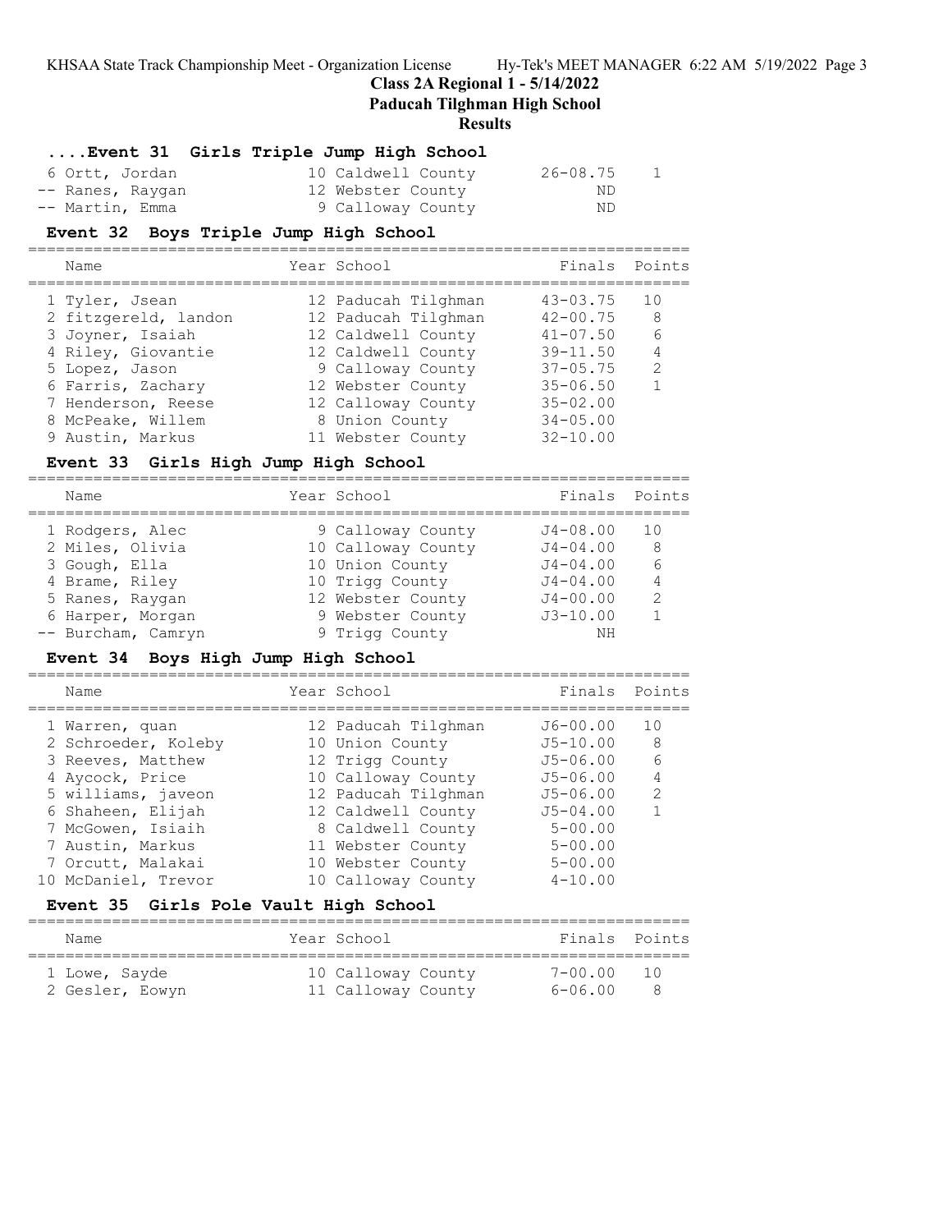## ....Event 31 Girls Triple Jump High School

| Name | Year | School | Finals | Points |
|---|---|---|---|---|
| 6 Ortt, Jordan | 10 | Caldwell County | 26-08.75 | 1 |
| -- Ranes, Raygan | 12 | Webster County | ND | |
| -- Martin, Emma | 9 | Calloway County | ND | |

## Event 32 Boys Triple Jump High School

| Name | Year | School | Finals | Points |
|---|---|---|---|---|
| 1 Tyler, Jsean | 12 | Paducah Tilghman | 43-03.75 | 10 |
| 2 fitzgereld, landon | 12 | Paducah Tilghman | 42-00.75 | 8 |
| 3 Joyner, Isaiah | 12 | Caldwell County | 41-07.50 | 6 |
| 4 Riley, Giovantie | 12 | Caldwell County | 39-11.50 | 4 |
| 5 Lopez, Jason | 9 | Calloway County | 37-05.75 | 2 |
| 6 Farris, Zachary | 12 | Webster County | 35-06.50 | 1 |
| 7 Henderson, Reese | 12 | Calloway County | 35-02.00 | |
| 8 McPeake, Willem | 8 | Union County | 34-05.00 | |
| 9 Austin, Markus | 11 | Webster County | 32-10.00 | |

## Event 33 Girls High Jump High School

| Name | Year | School | Finals | Points |
|---|---|---|---|---|
| 1 Rodgers, Alec | 9 | Calloway County | J4-08.00 | 10 |
| 2 Miles, Olivia | 10 | Calloway County | J4-04.00 | 8 |
| 3 Gough, Ella | 10 | Union County | J4-04.00 | 6 |
| 4 Brame, Riley | 10 | Trigg County | J4-04.00 | 4 |
| 5 Ranes, Raygan | 12 | Webster County | J4-00.00 | 2 |
| 6 Harper, Morgan | 9 | Webster County | J3-10.00 | 1 |
| -- Burcham, Camryn | 9 | Trigg County | NH | |

## Event 34 Boys High Jump High School

| Name | Year | School | Finals | Points |
|---|---|---|---|---|
| 1 Warren, quan | 12 | Paducah Tilghman | J6-00.00 | 10 |
| 2 Schroeder, Koleby | 10 | Union County | J5-10.00 | 8 |
| 3 Reeves, Matthew | 12 | Trigg County | J5-06.00 | 6 |
| 4 Aycock, Price | 10 | Calloway County | J5-06.00 | 4 |
| 5 williams, javeon | 12 | Paducah Tilghman | J5-06.00 | 2 |
| 6 Shaheen, Elijah | 12 | Caldwell County | J5-04.00 | 1 |
| 7 McGowen, Isiaih | 8 | Caldwell County | 5-00.00 | |
| 7 Austin, Markus | 11 | Webster County | 5-00.00 | |
| 7 Orcutt, Malakai | 10 | Webster County | 5-00.00 | |
| 10 McDaniel, Trevor | 10 | Calloway County | 4-10.00 | |

## Event 35 Girls Pole Vault High School

| Name | Year | School | Finals | Points |
|---|---|---|---|---|
| 1 Lowe, Sayde | 10 | Calloway County | 7-00.00 | 10 |
| 2 Gesler, Eowyn | 11 | Calloway County | 6-06.00 | 8 |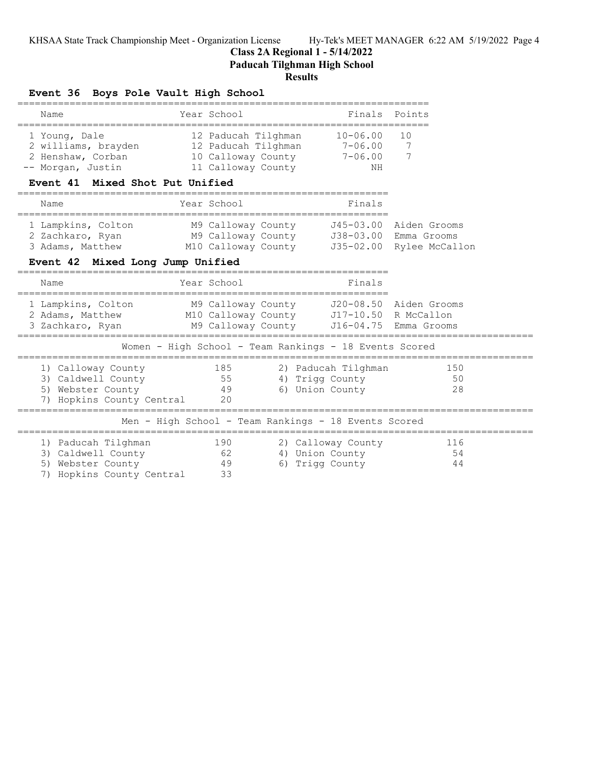KHSAA State Track Championship Meet - Organization License    Hy-Tek's MEET MANAGER 6:22 AM 5/19/2022 Page 4

**Class 2A Regional 1 - 5/14/2022**

**Paducah Tilghman High School**

**Results**

### Event 36 Boys Pole Vault High School

| | Name | Year | School | Finals | Points |
|---|---|---|---|---|---|
| 1 | Young, Dale | 12 | Paducah Tilghman | 10-06.00 | 10 |
| 2 | williams, brayden | 12 | Paducah Tilghman | 7-06.00 | 7 |
| 2 | Henshaw, Corban | 10 | Calloway County | 7-06.00 | 7 |
| -- | Morgan, Justin | 11 | Calloway County | NH | |

### Event 41 Mixed Shot Put Unified

| | Name | Year | School | Finals | |
|---|---|---|---|---|---|
| 1 | Lampkins, Colton | M9 | Calloway County | J45-03.00 | Aiden Grooms |
| 2 | Zachkaro, Ryan | M9 | Calloway County | J38-03.00 | Emma Grooms |
| 3 | Adams, Matthew | M10 | Calloway County | J35-02.00 | Rylee McCallon |

### Event 42 Mixed Long Jump Unified

| | Name | Year | School | Finals | |
|---|---|---|---|---|---|
| 1 | Lampkins, Colton | M9 | Calloway County | J20-08.50 | Aiden Grooms |
| 2 | Adams, Matthew | M10 | Calloway County | J17-10.50 | R McCallon |
| 3 | Zachkaro, Ryan | M9 | Calloway County | J16-04.75 | Emma Grooms |

### Women - High School - Team Rankings - 18 Events Scored

| | | | | | |
|---|---|---|---|---|---|
| 1) | Calloway County | 185 | 2) | Paducah Tilghman | 150 |
| 3) | Caldwell County | 55 | 4) | Trigg County | 50 |
| 5) | Webster County | 49 | 6) | Union County | 28 |
| 7) | Hopkins County Central | 20 | | | |

### Men - High School - Team Rankings - 18 Events Scored

| | | | | | |
|---|---|---|---|---|---|
| 1) | Paducah Tilghman | 190 | 2) | Calloway County | 116 |
| 3) | Caldwell County | 62 | 4) | Union County | 54 |
| 5) | Webster County | 49 | 6) | Trigg County | 44 |
| 7) | Hopkins County Central | 33 | | | |